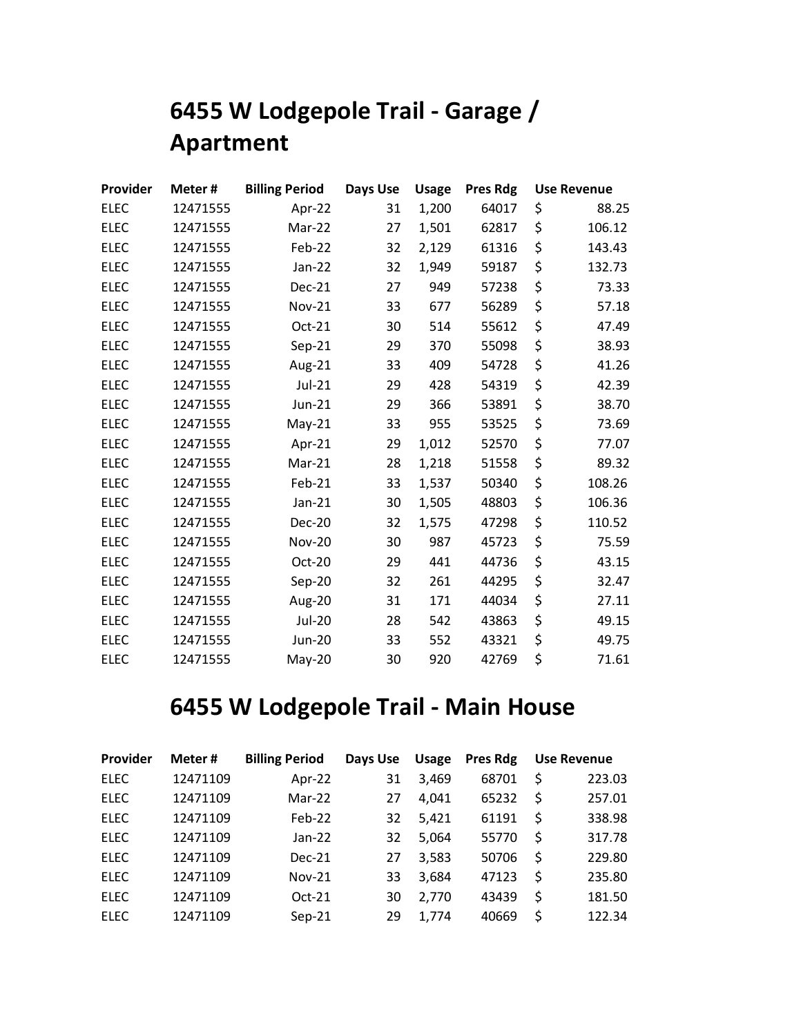# 6455 W Lodgepole Trail - Garage / Apartment

| Provider | Meter # | Billing Period | Days Use | Usage | Pres Rdg | Use Revenue |
|---|---|---|---|---|---|---|
| ELEC | 12471555 | Apr-22 | 31 | 1,200 | 64017 | $ 88.25 |
| ELEC | 12471555 | Mar-22 | 27 | 1,501 | 62817 | $ 106.12 |
| ELEC | 12471555 | Feb-22 | 32 | 2,129 | 61316 | $ 143.43 |
| ELEC | 12471555 | Jan-22 | 32 | 1,949 | 59187 | $ 132.73 |
| ELEC | 12471555 | Dec-21 | 27 | 949 | 57238 | $ 73.33 |
| ELEC | 12471555 | Nov-21 | 33 | 677 | 56289 | $ 57.18 |
| ELEC | 12471555 | Oct-21 | 30 | 514 | 55612 | $ 47.49 |
| ELEC | 12471555 | Sep-21 | 29 | 370 | 55098 | $ 38.93 |
| ELEC | 12471555 | Aug-21 | 33 | 409 | 54728 | $ 41.26 |
| ELEC | 12471555 | Jul-21 | 29 | 428 | 54319 | $ 42.39 |
| ELEC | 12471555 | Jun-21 | 29 | 366 | 53891 | $ 38.70 |
| ELEC | 12471555 | May-21 | 33 | 955 | 53525 | $ 73.69 |
| ELEC | 12471555 | Apr-21 | 29 | 1,012 | 52570 | $ 77.07 |
| ELEC | 12471555 | Mar-21 | 28 | 1,218 | 51558 | $ 89.32 |
| ELEC | 12471555 | Feb-21 | 33 | 1,537 | 50340 | $ 108.26 |
| ELEC | 12471555 | Jan-21 | 30 | 1,505 | 48803 | $ 106.36 |
| ELEC | 12471555 | Dec-20 | 32 | 1,575 | 47298 | $ 110.52 |
| ELEC | 12471555 | Nov-20 | 30 | 987 | 45723 | $ 75.59 |
| ELEC | 12471555 | Oct-20 | 29 | 441 | 44736 | $ 43.15 |
| ELEC | 12471555 | Sep-20 | 32 | 261 | 44295 | $ 32.47 |
| ELEC | 12471555 | Aug-20 | 31 | 171 | 44034 | $ 27.11 |
| ELEC | 12471555 | Jul-20 | 28 | 542 | 43863 | $ 49.15 |
| ELEC | 12471555 | Jun-20 | 33 | 552 | 43321 | $ 49.75 |
| ELEC | 12471555 | May-20 | 30 | 920 | 42769 | $ 71.61 |

# 6455 W Lodgepole Trail - Main House

| Provider | Meter # | Billing Period | Days Use | Usage | Pres Rdg | Use Revenue |
|---|---|---|---|---|---|---|
| ELEC | 12471109 | Apr-22 | 31 | 3,469 | 68701 | $ 223.03 |
| ELEC | 12471109 | Mar-22 | 27 | 4,041 | 65232 | $ 257.01 |
| ELEC | 12471109 | Feb-22 | 32 | 5,421 | 61191 | $ 338.98 |
| ELEC | 12471109 | Jan-22 | 32 | 5,064 | 55770 | $ 317.78 |
| ELEC | 12471109 | Dec-21 | 27 | 3,583 | 50706 | $ 229.80 |
| ELEC | 12471109 | Nov-21 | 33 | 3,684 | 47123 | $ 235.80 |
| ELEC | 12471109 | Oct-21 | 30 | 2,770 | 43439 | $ 181.50 |
| ELEC | 12471109 | Sep-21 | 29 | 1,774 | 40669 | $ 122.34 |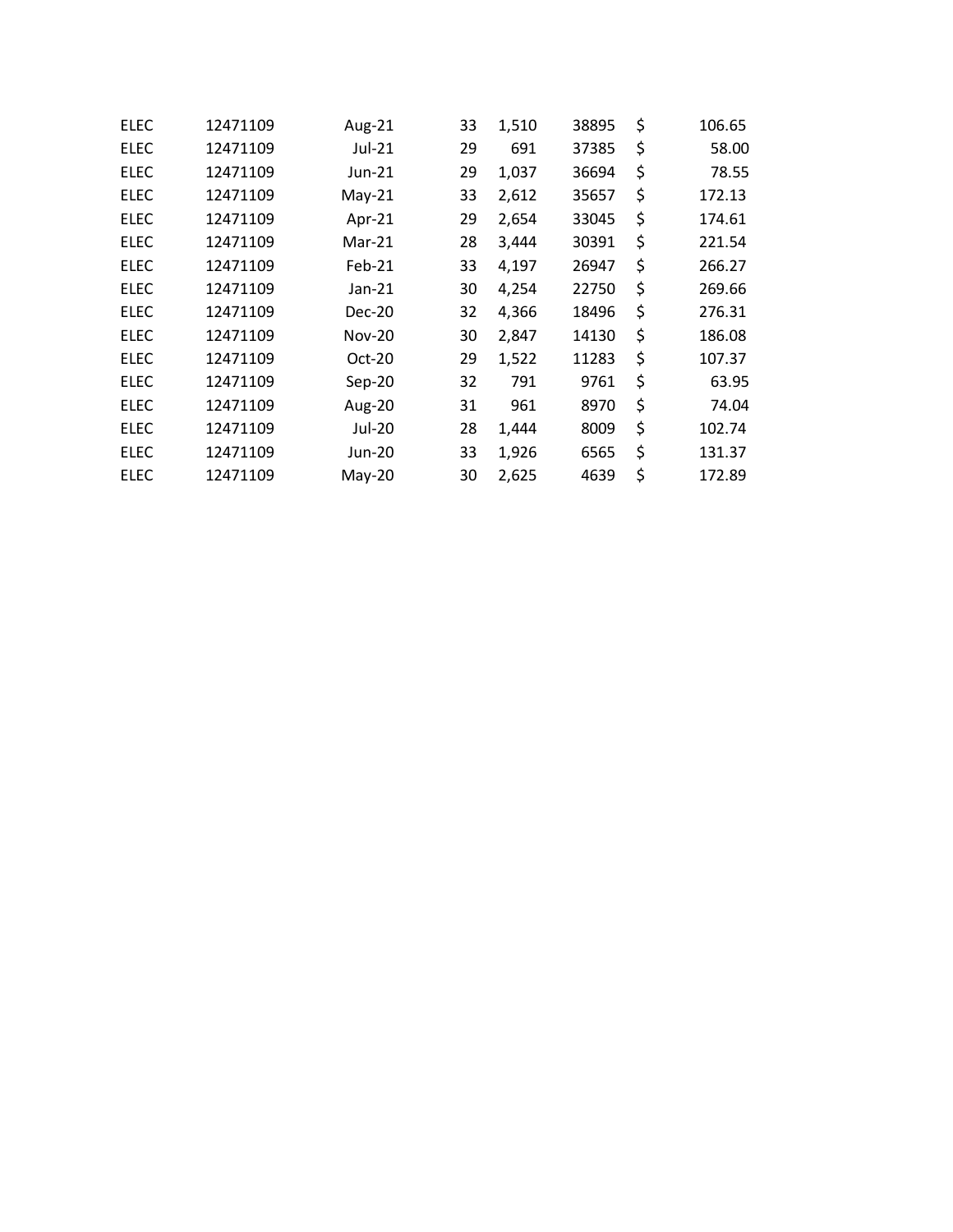| | | | | | | | |
|---|---|---|---|---|---|---|---|
| ELEC | 12471109 | Aug-21 | 33 | 1,510 | 38895 | $ | 106.65 |
| ELEC | 12471109 | Jul-21 | 29 | 691 | 37385 | $ | 58.00 |
| ELEC | 12471109 | Jun-21 | 29 | 1,037 | 36694 | $ | 78.55 |
| ELEC | 12471109 | May-21 | 33 | 2,612 | 35657 | $ | 172.13 |
| ELEC | 12471109 | Apr-21 | 29 | 2,654 | 33045 | $ | 174.61 |
| ELEC | 12471109 | Mar-21 | 28 | 3,444 | 30391 | $ | 221.54 |
| ELEC | 12471109 | Feb-21 | 33 | 4,197 | 26947 | $ | 266.27 |
| ELEC | 12471109 | Jan-21 | 30 | 4,254 | 22750 | $ | 269.66 |
| ELEC | 12471109 | Dec-20 | 32 | 4,366 | 18496 | $ | 276.31 |
| ELEC | 12471109 | Nov-20 | 30 | 2,847 | 14130 | $ | 186.08 |
| ELEC | 12471109 | Oct-20 | 29 | 1,522 | 11283 | $ | 107.37 |
| ELEC | 12471109 | Sep-20 | 32 | 791 | 9761 | $ | 63.95 |
| ELEC | 12471109 | Aug-20 | 31 | 961 | 8970 | $ | 74.04 |
| ELEC | 12471109 | Jul-20 | 28 | 1,444 | 8009 | $ | 102.74 |
| ELEC | 12471109 | Jun-20 | 33 | 1,926 | 6565 | $ | 131.37 |
| ELEC | 12471109 | May-20 | 30 | 2,625 | 4639 | $ | 172.89 |